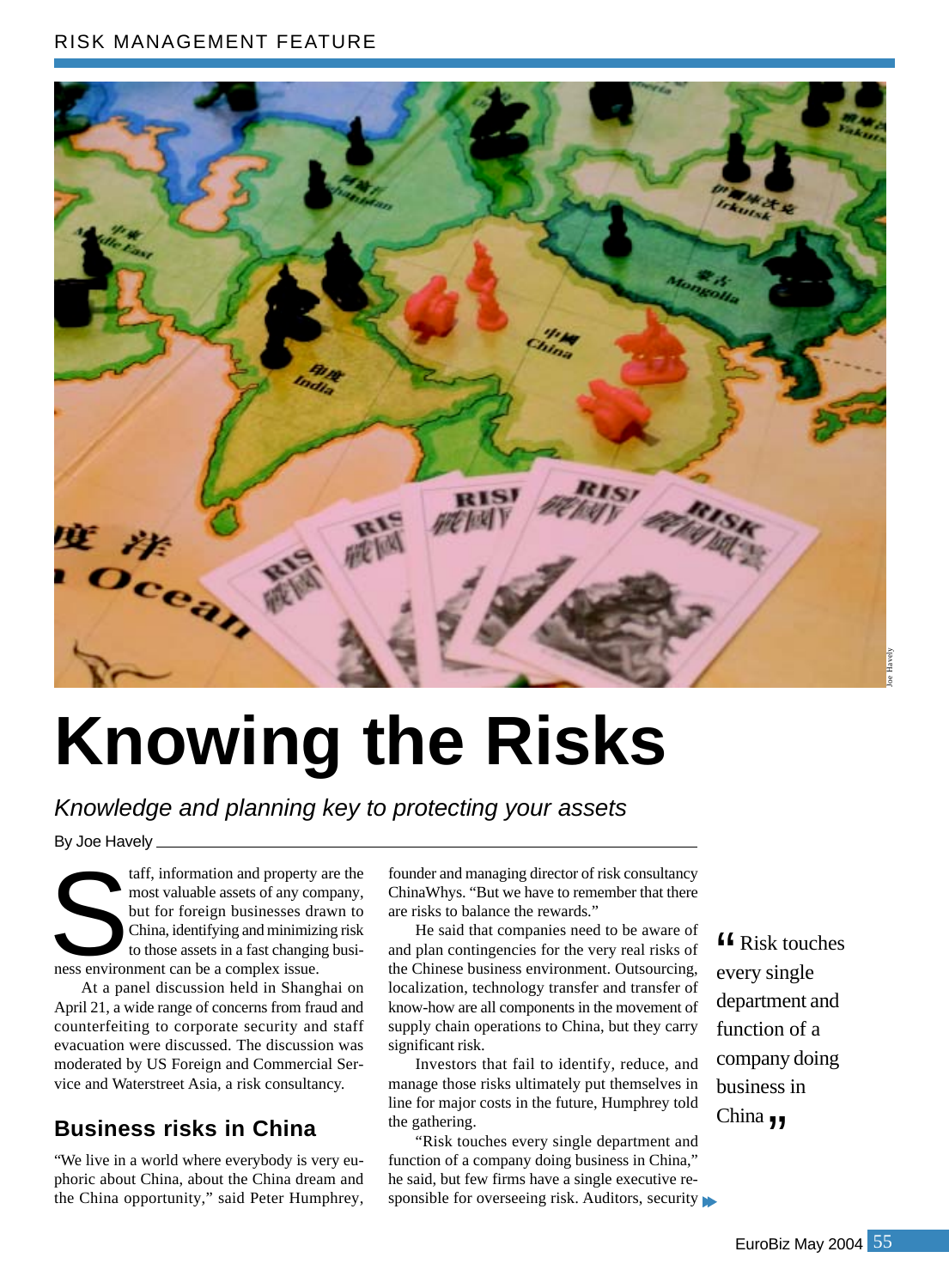# Knowing the Risks

*Knowledge and planning key to protecting your assets*

By Joe Havely

Staff, information and property are the most valuable assets of any company, but for foreign businesses drawn to China, identifying and minimizing risk to those assets in a fast changing business environment can be a complex issue.

At a panel discussion held in Shanghai on April 21, a wide range of concerns from fraud and counterfeiting to corporate security and staff evacuation were discussed. The discussion was moderated by US Foreign and Commercial Service and Waterstreet Asia, a risk consultancy.

## Business risks in China

"We live in a world where everybody is very euphoric about China, about the China dream and the China opportunity," said Peter Humphrey, founder and managing director of risk consultancy ChinaWhys. "But we have to remember that there are risks to balance the rewards."

He said that companies need to be aware of and plan contingencies for the very real risks of the Chinese business environment. Outsourcing, localization, technology transfer and transfer of know-how are all components in the movement of supply chain operations to China, but they carry significant risk.

Investors that fail to identify, reduce, and manage those risks ultimately put themselves in line for major costs in the future, Humphrey told the gathering.

"Risk touches every single department and function of a company doing business in China," he said, but few firms have a single executive responsible for overseeing risk. Auditors, security

> "Risk touches every single department and function of a company doing business in China"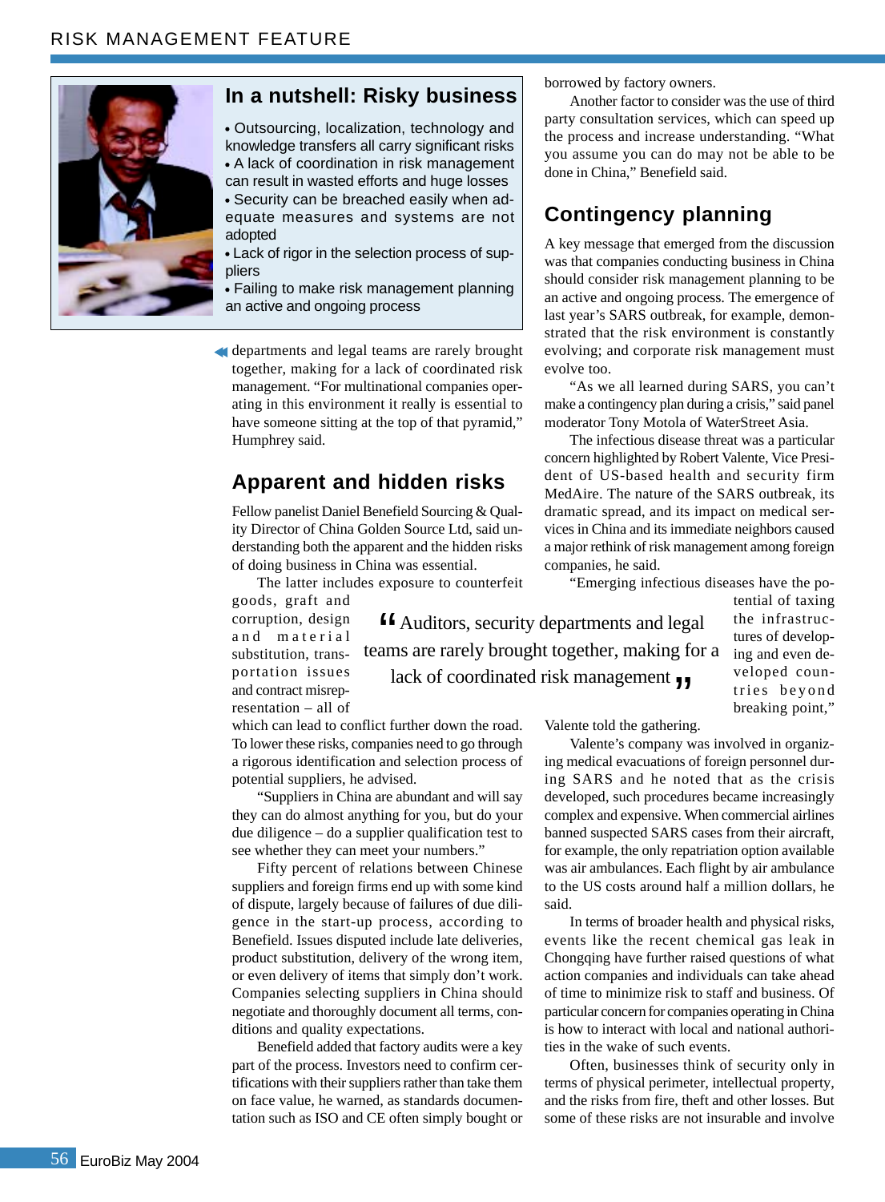## In a nutshell: Risky business

- Outsourcing, localization, technology and knowledge transfers all carry significant risks
- A lack of coordination in risk management can result in wasted efforts and huge losses
- Security can be breached easily when adequate measures and systems are not adopted
- Lack of rigor in the selection process of suppliers
- Failing to make risk management planning an active and ongoing process

departments and legal teams are rarely brought together, making for a lack of coordinated risk management. "For multinational companies operating in this environment it really is essential to have someone sitting at the top of that pyramid," Humphrey said.

## Apparent and hidden risks

Fellow panelist Daniel Benefield Sourcing & Quality Director of China Golden Source Ltd, said understanding both the apparent and the hidden risks of doing business in China was essential.

The latter includes exposure to counterfeit goods, graft and corruption, design and material substitution, transportation issues and contract misrepresentation – all of which can lead to conflict further down the road. To lower these risks, companies need to go through a rigorous identification and selection process of potential suppliers, he advised.

> "Auditors, security departments and legal teams are rarely brought together, making for a lack of coordinated risk management"

"Suppliers in China are abundant and will say they can do almost anything for you, but do your due diligence – do a supplier qualification test to see whether they can meet your numbers."

Fifty percent of relations between Chinese suppliers and foreign firms end up with some kind of dispute, largely because of failures of due diligence in the start-up process, according to Benefield. Issues disputed include late deliveries, product substitution, delivery of the wrong item, or even delivery of items that simply don't work. Companies selecting suppliers in China should negotiate and thoroughly document all terms, conditions and quality expectations.

Benefield added that factory audits were a key part of the process. Investors need to confirm certifications with their suppliers rather than take them on face value, he warned, as standards documentation such as ISO and CE often simply bought or borrowed by factory owners.

Another factor to consider was the use of third party consultation services, which can speed up the process and increase understanding. "What you assume you can do may not be able to be done in China," Benefield said.

## Contingency planning

A key message that emerged from the discussion was that companies conducting business in China should consider risk management planning to be an active and ongoing process. The emergence of last year's SARS outbreak, for example, demonstrated that the risk environment is constantly evolving; and corporate risk management must evolve too.

"As we all learned during SARS, you can't make a contingency plan during a crisis," said panel moderator Tony Motola of WaterStreet Asia.

The infectious disease threat was a particular concern highlighted by Robert Valente, Vice President of US-based health and security firm MedAire. The nature of the SARS outbreak, its dramatic spread, and its impact on medical services in China and its immediate neighbors caused a major rethink of risk management among foreign companies, he said.

"Emerging infectious diseases have the potential of taxing the infrastructures of developing and even developed countries beyond breaking point," Valente told the gathering.

Valente's company was involved in organizing medical evacuations of foreign personnel during SARS and he noted that as the crisis developed, such procedures became increasingly complex and expensive. When commercial airlines banned suspected SARS cases from their aircraft, for example, the only repatriation option available was air ambulances. Each flight by air ambulance to the US costs around half a million dollars, he said.

In terms of broader health and physical risks, events like the recent chemical gas leak in Chongqing have further raised questions of what action companies and individuals can take ahead of time to minimize risk to staff and business. Of particular concern for companies operating in China is how to interact with local and national authorities in the wake of such events.

Often, businesses think of security only in terms of physical perimeter, intellectual property, and the risks from fire, theft and other losses. But some of these risks are not insurable and involve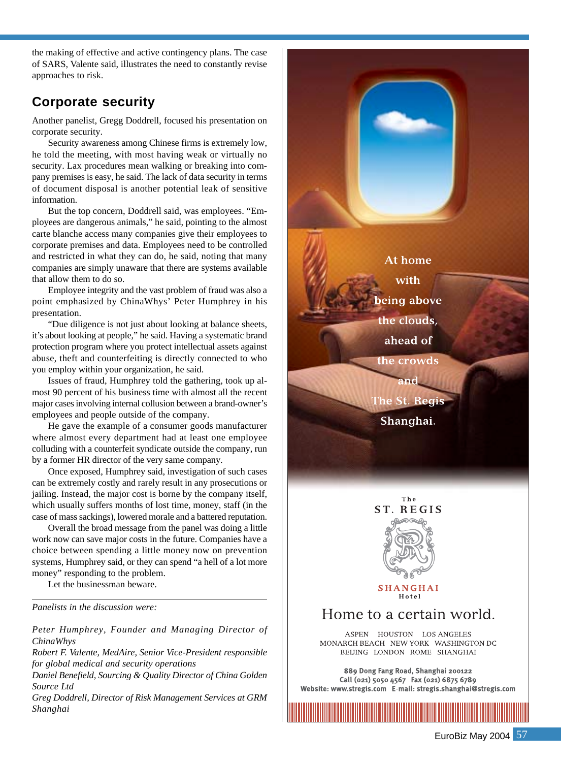the making of effective and active contingency plans. The case of SARS, Valente said, illustrates the need to constantly revise approaches to risk.

## Corporate security

Another panelist, Gregg Doddrell, focused his presentation on corporate security.

Security awareness among Chinese firms is extremely low, he told the meeting, with most having weak or virtually no security. Lax procedures mean walking or breaking into company premises is easy, he said. The lack of data security in terms of document disposal is another potential leak of sensitive information.

But the top concern, Doddrell said, was employees. "Employees are dangerous animals," he said, pointing to the almost carte blanche access many companies give their employees to corporate premises and data. Employees need to be controlled and restricted in what they can do, he said, noting that many companies are simply unaware that there are systems available that allow them to do so.

Employee integrity and the vast problem of fraud was also a point emphasized by ChinaWhys' Peter Humphrey in his presentation.

"Due diligence is not just about looking at balance sheets, it's about looking at people," he said. Having a systematic brand protection program where you protect intellectual assets against abuse, theft and counterfeiting is directly connected to who you employ within your organization, he said.

Issues of fraud, Humphrey told the gathering, took up almost 90 percent of his business time with almost all the recent major cases involving internal collusion between a brand-owner's employees and people outside of the company.

He gave the example of a consumer goods manufacturer where almost every department had at least one employee colluding with a counterfeit syndicate outside the company, run by a former HR director of the very same company.

Once exposed, Humphrey said, investigation of such cases can be extremely costly and rarely result in any prosecutions or jailing. Instead, the major cost is borne by the company itself, which usually suffers months of lost time, money, staff (in the case of mass sackings), lowered morale and a battered reputation.

Overall the broad message from the panel was doing a little work now can save major costs in the future. Companies have a choice between spending a little money now on prevention systems, Humphrey said, or they can spend "a hell of a lot more money" responding to the problem.

Let the businessman beware.

---

*Panelists in the discussion were:*

*Peter Humphrey, Founder and Managing Director of ChinaWhys*
*Robert F. Valente, MedAire, Senior Vice-President responsible for global medical and security operations*
*Daniel Benefield, Sourcing & Quality Director of China Golden Source Ltd*
*Greg Doddrell, Director of Risk Management Services at GRM Shanghai*

At home with being above the clouds, ahead of the crowds and The St. Regis Shanghai.

The ST. REGIS
SHANGHAI
Hotel

Home to a certain world.

ASPEN HOUSTON LOS ANGELES
MONARCH BEACH NEW YORK WASHINGTON DC
BEIJING LONDON ROME SHANGHAI

889 Dong Fang Road, Shanghai 200122
Call (021) 5050 4567 Fax (021) 6875 6789
Website: www.stregis.com E-mail: stregis.shanghai@stregis.com